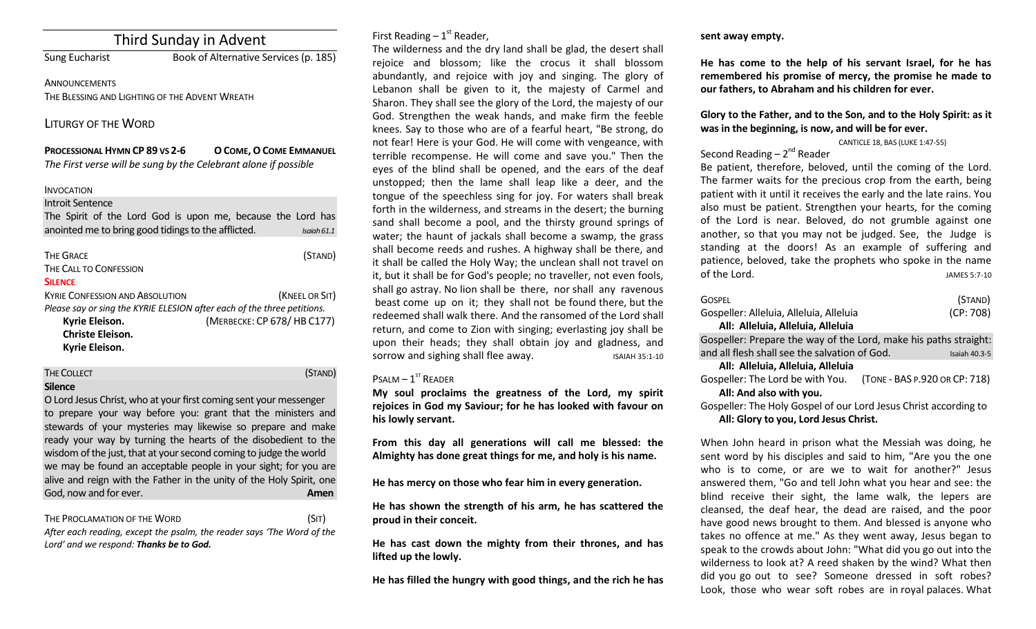# Third Sunday in Advent

Sung Eucharist — Book of Alternative Services (p. 185)

ANNOUNCEMENTS

THE BLESSING AND LIGHTING OF THE ADVENT WREATH

## LITURGY OF THE WORD

**PROCESSIONAL HYMN CP 89 VS 2-6 — O COME, O COME EMMANUEL**

*The First verse will be sung by the Celebrant alone if possible*

INVOCATION

Introit Sentence

The Spirit of the Lord God is upon me, because the Lord has anointed me to bring good tidings to the afflicted. *Isaiah 61.1*

THE GRACE (STAND)

THE CALL TO CONFESSION

**SILENCE**

KYRIE CONFESSION AND ABSOLUTION (KNEEL OR SIT)

*Please say or sing the KYRIE ELESION after each of the three petitions.*

**Kyrie Eleison.** (MERBECKE: CP 678/ HB C177)
**Christe Eleison.**
**Kyrie Eleison.**

THE COLLECT (STAND)

**Silence**

O Lord Jesus Christ, who at your first coming sent your messenger to prepare your way before you: grant that the ministers and stewards of your mysteries may likewise so prepare and make ready your way by turning the hearts of the disobedient to the wisdom of the just, that at your second coming to judge the world we may be found an acceptable people in your sight; for you are alive and reign with the Father in the unity of the Holy Spirit, one God, now and for ever. **Amen**

THE PROCLAMATION OF THE WORD (SIT)

*After each reading, except the psalm, the reader says 'The Word of the Lord' and we respond: **Thanks be to God.***

First Reading – 1st Reader,

The wilderness and the dry land shall be glad, the desert shall rejoice and blossom; like the crocus it shall blossom abundantly, and rejoice with joy and singing. The glory of Lebanon shall be given to it, the majesty of Carmel and Sharon. They shall see the glory of the Lord, the majesty of our God. Strengthen the weak hands, and make firm the feeble knees. Say to those who are of a fearful heart, "Be strong, do not fear! Here is your God. He will come with vengeance, with terrible recompense. He will come and save you." Then the eyes of the blind shall be opened, and the ears of the deaf unstopped; then the lame shall leap like a deer, and the tongue of the speechless sing for joy. For waters shall break forth in the wilderness, and streams in the desert; the burning sand shall become a pool, and the thirsty ground springs of water; the haunt of jackals shall become a swamp, the grass shall become reeds and rushes. A highway shall be there, and it shall be called the Holy Way; the unclean shall not travel on it, but it shall be for God's people; no traveller, not even fools, shall go astray. No lion shall be there, nor shall any ravenous beast come up on it; they shall not be found there, but the redeemed shall walk there. And the ransomed of the Lord shall return, and come to Zion with singing; everlasting joy shall be upon their heads; they shall obtain joy and gladness, and sorrow and sighing shall flee away. ISAIAH 35:1-10

PSALM – 1ST READER

**My soul proclaims the greatness of the Lord, my spirit rejoices in God my Saviour; for he has looked with favour on his lowly servant.**

**From this day all generations will call me blessed: the Almighty has done great things for me, and holy is his name.**

**He has mercy on those who fear him in every generation.**

**He has shown the strength of his arm, he has scattered the proud in their conceit.**

**He has cast down the mighty from their thrones, and has lifted up the lowly.**

**He has filled the hungry with good things, and the rich he has sent away empty.**

**He has come to the help of his servant Israel, for he has remembered his promise of mercy, the promise he made to our fathers, to Abraham and his children for ever.**

**Glory to the Father, and to the Son, and to the Holy Spirit: as it was in the beginning, is now, and will be for ever.**

CANTICLE 18, BAS (LUKE 1:47-55)

Second Reading – 2nd Reader

Be patient, therefore, beloved, until the coming of the Lord. The farmer waits for the precious crop from the earth, being patient with it until it receives the early and the late rains. You also must be patient. Strengthen your hearts, for the coming of the Lord is near. Beloved, do not grumble against one another, so that you may not be judged. See, the Judge is standing at the doors! As an example of suffering and patience, beloved, take the prophets who spoke in the name of the Lord. JAMES 5:7-10

GOSPEL (STAND)

Gospeller: Alleluia, Alleluia, Alleluia (CP: 708)

**All: Alleluia, Alleluia, Alleluia**

Gospeller: Prepare the way of the Lord, make his paths straight: and all flesh shall see the salvation of God. *Isaiah 40.3-5*

**All: Alleluia, Alleluia, Alleluia**

Gospeller: The Lord be with You. (TONE - BAS P.920 OR CP: 718)

**All: And also with you.**

Gospeller: The Holy Gospel of our Lord Jesus Christ according to

**All: Glory to you, Lord Jesus Christ.**

When John heard in prison what the Messiah was doing, he sent word by his disciples and said to him, "Are you the one who is to come, or are we to wait for another?" Jesus answered them, "Go and tell John what you hear and see: the blind receive their sight, the lame walk, the lepers are cleansed, the deaf hear, the dead are raised, and the poor have good news brought to them. And blessed is anyone who takes no offence at me." As they went away, Jesus began to speak to the crowds about John: "What did you go out into the wilderness to look at? A reed shaken by the wind? What then did you go out to see? Someone dressed in soft robes? Look, those who wear soft robes are in royal palaces. What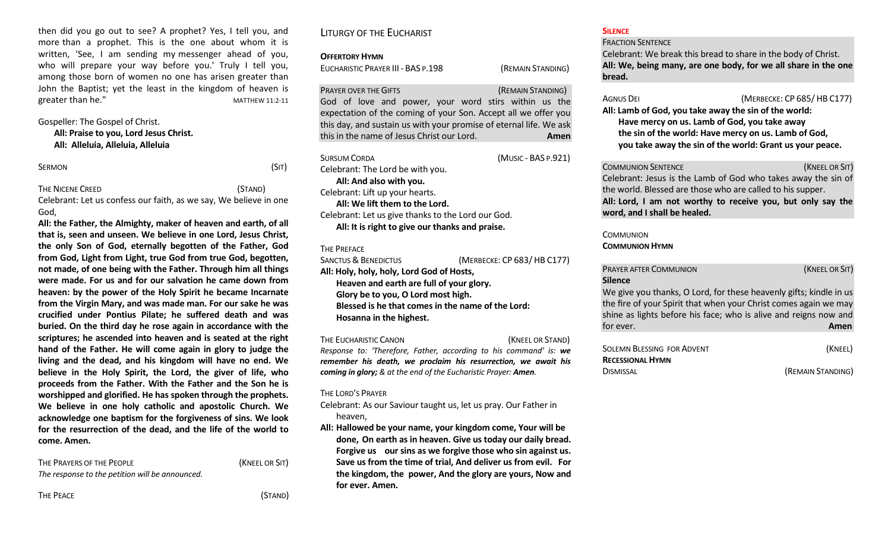then did you go out to see? A prophet? Yes, I tell you, and more than a prophet. This is the one about whom it is written, 'See, I am sending my messenger ahead of you, who will prepare your way before you.' Truly I tell you, among those born of women no one has arisen greater than John the Baptist; yet the least in the kingdom of heaven is greater than he." MATTHEW 11:2-11

Gospeller: The Gospel of Christ.

**All: Praise to you, Lord Jesus Christ.**
**All: Alleluia, Alleluia, Alleluia**

SERMON (SIT)

THE NICENE CREED (STAND)

Celebrant: Let us confess our faith, as we say, We believe in one God,

**All: the Father, the Almighty, maker of heaven and earth, of all that is, seen and unseen. We believe in one Lord, Jesus Christ, the only Son of God, eternally begotten of the Father, God from God, Light from Light, true God from true God, begotten, not made, of one being with the Father. Through him all things were made. For us and for our salvation he came down from heaven: by the power of the Holy Spirit he became Incarnate from the Virgin Mary, and was made man. For our sake he was crucified under Pontius Pilate; he suffered death and was buried. On the third day he rose again in accordance with the scriptures; he ascended into heaven and is seated at the right hand of the Father. He will come again in glory to judge the living and the dead, and his kingdom will have no end. We believe in the Holy Spirit, the Lord, the giver of life, who proceeds from the Father. With the Father and the Son he is worshipped and glorified. He has spoken through the prophets. We believe in one holy catholic and apostolic Church. We acknowledge one baptism for the forgiveness of sins. We look for the resurrection of the dead, and the life of the world to come. Amen.**

THE PRAYERS OF THE PEOPLE (KNEEL OR SIT)

*The response to the petition will be announced.*

THE PEACE (STAND)

## LITURGY OF THE EUCHARIST

**OFFERTORY HYMN**

EUCHARISTIC PRAYER III - BAS P.198 (REMAIN STANDING)

PRAYER OVER THE GIFTS (REMAIN STANDING)

God of love and power, your word stirs within us the expectation of the coming of your Son. Accept all we offer you this day, and sustain us with your promise of eternal life. We ask this in the name of Jesus Christ our Lord. **Amen**

SURSUM CORDA (MUSIC - BAS P.921)

Celebrant: The Lord be with you.

**All: And also with you.**

Celebrant: Lift up your hearts.

**All: We lift them to the Lord.**

Celebrant: Let us give thanks to the Lord our God.

**All: It is right to give our thanks and praise.**

THE PREFACE

SANCTUS & BENEDICTUS (MERBECKE: CP 683/ HB C177)

**All: Holy, holy, holy, Lord God of Hosts,**
**Heaven and earth are full of your glory.**
**Glory be to you, O Lord most high.**
**Blessed is he that comes in the name of the Lord:**
**Hosanna in the highest.**

THE EUCHARISTIC CANON (KNEEL OR STAND)

*Response to: 'Therefore, Father, according to his command' is: **we remember his death, we proclaim his resurrection, we await his coming in glory;** & at the end of the Eucharistic Prayer: **Amen**.*

THE LORD'S PRAYER

Celebrant: As our Saviour taught us, let us pray. Our Father in heaven,

**All: Hallowed be your name, your kingdom come, Your will be done, On earth as in heaven. Give us today our daily bread. Forgive us our sins as we forgive those who sin against us. Save us from the time of trial, And deliver us from evil. For the kingdom, the power, And the glory are yours, Now and for ever. Amen.**

**SILENCE**

FRACTION SENTENCE

Celebrant: We break this bread to share in the body of Christ.

**All: We, being many, are one body, for we all share in the one bread.**

AGNUS DEI (MERBECKE: CP 685/ HB C177)

**All: Lamb of God, you take away the sin of the world:**
**Have mercy on us. Lamb of God, you take away**
**the sin of the world: Have mercy on us. Lamb of God,**
**you take away the sin of the world: Grant us your peace.**

COMMUNION SENTENCE (KNEEL OR SIT)

Celebrant: Jesus is the Lamb of God who takes away the sin of the world. Blessed are those who are called to his supper.

**All: Lord, I am not worthy to receive you, but only say the word, and I shall be healed.**

COMMUNION

**COMMUNION HYMN**

PRAYER AFTER COMMUNION (KNEEL OR SIT)

**Silence**

We give you thanks, O Lord, for these heavenly gifts; kindle in us the fire of your Spirit that when your Christ comes again we may shine as lights before his face; who is alive and reigns now and for ever. **Amen**

SOLEMN BLESSING FOR ADVENT (KNEEL)

**RECESSIONAL HYMN**

DISMISSAL (REMAIN STANDING)